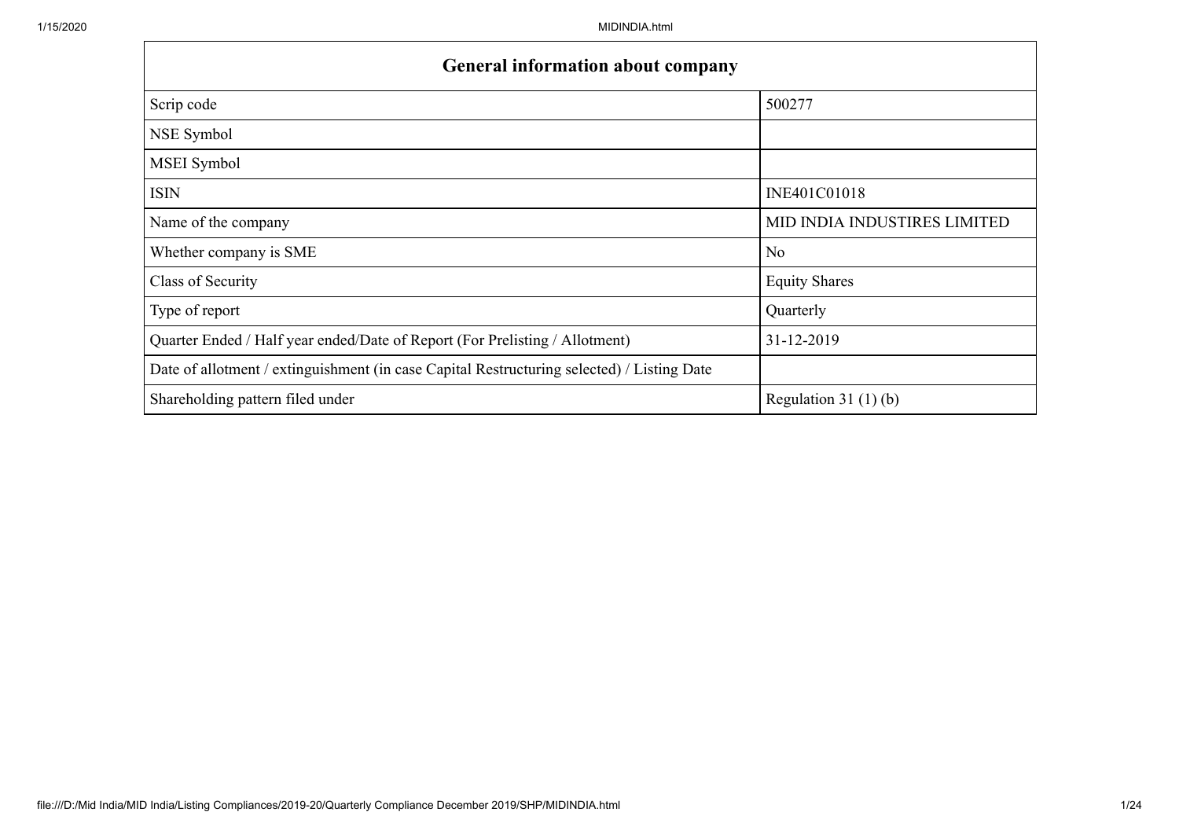| General information about company | |
| --- | --- |
| Scrip code | 500277 |
| NSE Symbol | |
| MSEI Symbol | |
| ISIN | INE401C01018 |
| Name of the company | MID INDIA INDUSTIRES LIMITED |
| Whether company is SME | No |
| Class of Security | Equity Shares |
| Type of report | Quarterly |
| Quarter Ended / Half year ended/Date of Report (For Prelisting / Allotment) | 31-12-2019 |
| Date of allotment / extinguishment (in case Capital Restructuring selected) / Listing Date | |
| Shareholding pattern filed under | Regulation 31 (1) (b) |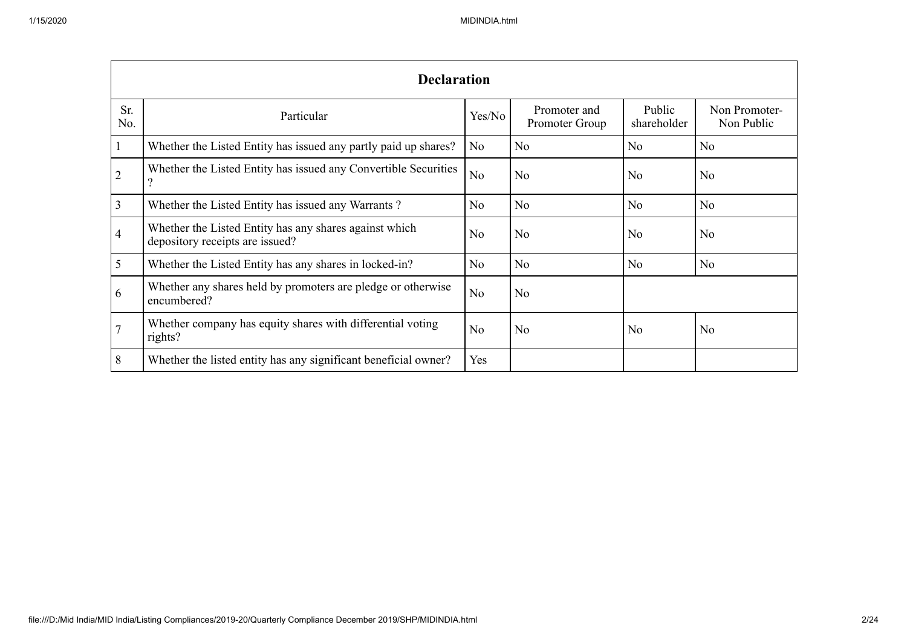| Declaration | | | | | |
|---|---|---|---|---|---|
| Sr. No. | Particular | Yes/No | Promoter and Promoter Group | Public shareholder | Non Promoter- Non Public |
| 1 | Whether the Listed Entity has issued any partly paid up shares? | No | No | No | No |
| 2 | Whether the Listed Entity has issued any Convertible Securities ? | No | No | No | No |
| 3 | Whether the Listed Entity has issued any Warrants ? | No | No | No | No |
| 4 | Whether the Listed Entity has any shares against which depository receipts are issued? | No | No | No | No |
| 5 | Whether the Listed Entity has any shares in locked-in? | No | No | No | No |
| 6 | Whether any shares held by promoters are pledge or otherwise encumbered? | No | No | | |
| 7 | Whether company has equity shares with differential voting rights? | No | No | No | No |
| 8 | Whether the listed entity has any significant beneficial owner? | Yes | | | |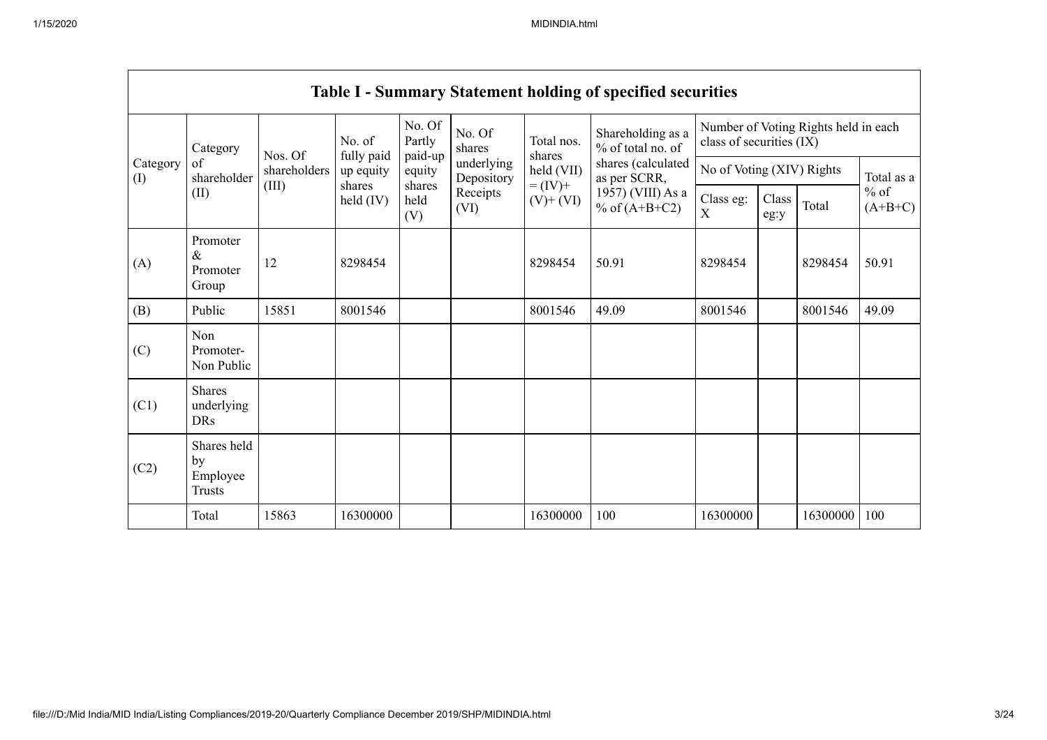## Table I - Summary Statement holding of specified securities

| Category (I) | Category of shareholder (II) | Nos. Of shareholders (III) | No. of fully paid up equity shares held (IV) | No. Of Partly paid-up equity shares held (V) | No. Of shares underlying Depository Receipts (VI) | Total nos. shares held (VII) = (IV)+ (V)+ (VI) | Shareholding as a % of total no. of shares (calculated as per SCRR, 1957) (VIII) As a % of (A+B+C2) | Number of Voting Rights held in each class of securities (IX) | | | |
|---|---|---|---|---|---|---|---|---|---|---|---|
| | | | | | | | | No of Voting (XIV) Rights | | | Total as a % of (A+B+C) |
| | | | | | | | | Class eg: X | Class eg:y | Total | |
| (A) | Promoter & Promoter Group | 12 | 8298454 | | | 8298454 | 50.91 | 8298454 | | 8298454 | 50.91 |
| (B) | Public | 15851 | 8001546 | | | 8001546 | 49.09 | 8001546 | | 8001546 | 49.09 |
| (C) | Non Promoter- Non Public | | | | | | | | | | |
| (C1) | Shares underlying DRs | | | | | | | | | | |
| (C2) | Shares held by Employee Trusts | | | | | | | | | | |
| | Total | 15863 | 16300000 | | | 16300000 | 100 | 16300000 | | 16300000 | 100 |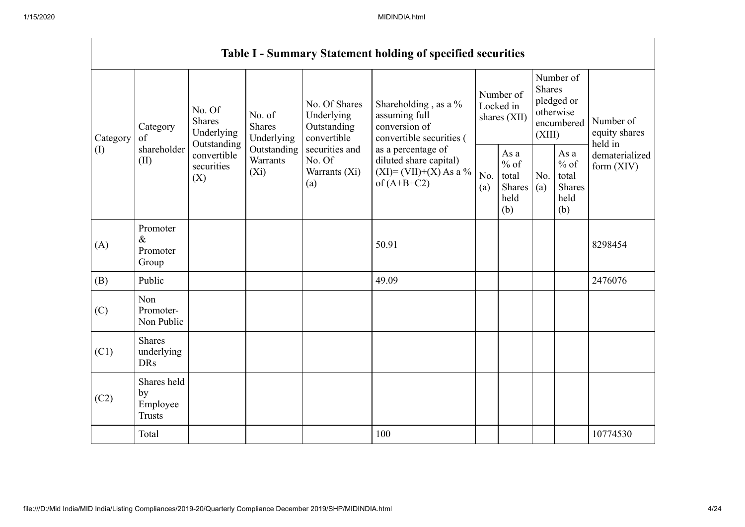| Table I - Summary Statement holding of specified securities | | | | | | | | | | |
|---|---|---|---|---|---|---|---|---|---|---|
| Category (I) | Category of shareholder (II) | No. Of Shares Underlying Outstanding convertible securities (X) | No. of Shares Underlying Outstanding Warrants (Xi) | No. Of Shares Underlying Outstanding convertible securities and No. Of Warrants (Xi) (a) | Shareholding , as a % assuming full conversion of convertible securities ( as a percentage of diluted share capital) (XI)= (VII)+(X) As a % of (A+B+C2) | Number of Locked in shares (XII) | | Number of Shares pledged or otherwise encumbered (XIII) | | Number of equity shares held in dematerialized form (XIV) |
| | | | | | | No. (a) | As a % of total Shares held (b) | No. (a) | As a % of total Shares held (b) | |
| (A) | Promoter & Promoter Group | | | | 50.91 | | | | | 8298454 |
| (B) | Public | | | | 49.09 | | | | | 2476076 |
| (C) | Non Promoter- Non Public | | | | | | | | | |
| (C1) | Shares underlying DRs | | | | | | | | | |
| (C2) | Shares held by Employee Trusts | | | | | | | | | |
| | Total | | | | 100 | | | | | 10774530 |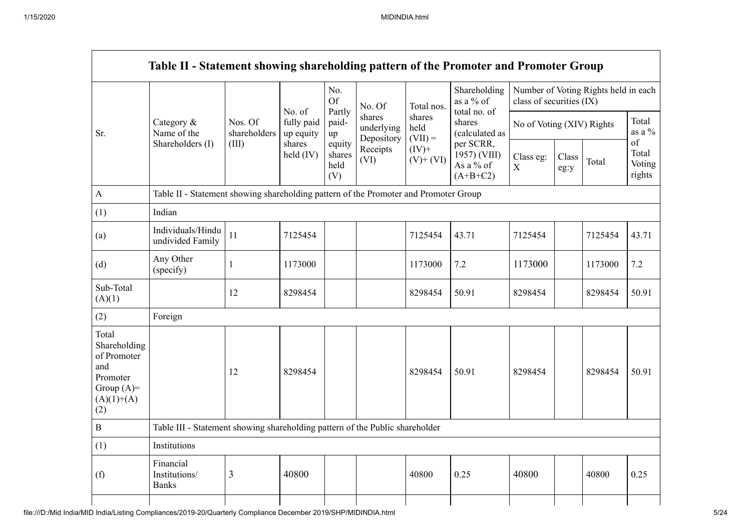| Table II - Statement showing shareholding pattern of the Promoter and Promoter Group | | | | | | | | | | | | |
|---|---|---|---|---|---|---|---|---|---|---|---|---|
| Sr. | Category & Name of the Shareholders (I) | Nos. Of shareholders (III) | No. of fully paid up equity shares held (IV) | No. Of Partly paid-up equity shares held (V) | No. Of shares underlying Depository Receipts (VI) | Total nos. shares held (VII) = (IV)+ (V)+ (VI) | Shareholding as a % of total no. of shares (calculated as per SCRR, 1957) (VIII) As a % of (A+B+C2) | Number of Voting Rights held in each class of securities (IX) | | | |
| | | | | | | | | No of Voting (XIV) Rights | | | Total as a % of Total Voting rights |
| | | | | | | | | Class eg: X | Class eg:y | Total | |
| A | Table II - Statement showing shareholding pattern of the Promoter and Promoter Group | | | | | | | | | | |
| (1) | Indian | | | | | | | | | | |
| (a) | Individuals/Hindu undivided Family | 11 | 7125454 | | | 7125454 | 43.71 | 7125454 | | 7125454 | 43.71 |
| (d) | Any Other (specify) | 1 | 1173000 | | | 1173000 | 7.2 | 1173000 | | 1173000 | 7.2 |
| Sub-Total (A)(1) | | 12 | 8298454 | | | 8298454 | 50.91 | 8298454 | | 8298454 | 50.91 |
| (2) | Foreign | | | | | | | | | | |
| Total Shareholding of Promoter and Promoter Group (A)=(A)(1)+(A)(2) | | 12 | 8298454 | | | 8298454 | 50.91 | 8298454 | | 8298454 | 50.91 |
| B | Table III - Statement showing shareholding pattern of the Public shareholder | | | | | | | | | | |
| (1) | Institutions | | | | | | | | | | |
| (f) | Financial Institutions/ Banks | 3 | 40800 | | | 40800 | 0.25 | 40800 | | 40800 | 0.25 |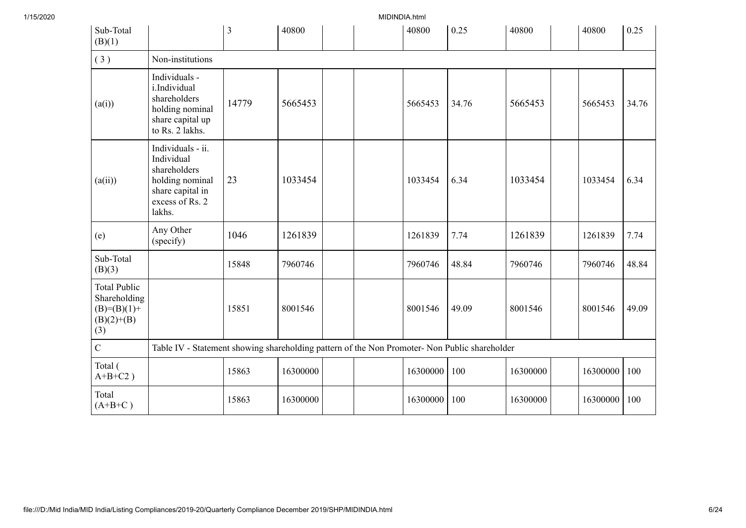| Sub-Total (B)(1) | | 3 | 40800 | | | 40800 | 0.25 | 40800 | | 40800 | 0.25 |
|---|---|---|---|---|---|---|---|---|---|---|---|
| ( 3 ) | Non-institutions | | | | | | | | | | |
| (a(i)) | Individuals - i.Individual shareholders holding nominal share capital up to Rs. 2 lakhs. | 14779 | 5665453 | | | 5665453 | 34.76 | 5665453 | | 5665453 | 34.76 |
| (a(ii)) | Individuals - ii. Individual shareholders holding nominal share capital in excess of Rs. 2 lakhs. | 23 | 1033454 | | | 1033454 | 6.34 | 1033454 | | 1033454 | 6.34 |
| (e) | Any Other (specify) | 1046 | 1261839 | | | 1261839 | 7.74 | 1261839 | | 1261839 | 7.74 |
| Sub-Total (B)(3) | | 15848 | 7960746 | | | 7960746 | 48.84 | 7960746 | | 7960746 | 48.84 |
| Total Public Shareholding (B)=(B)(1)+(B)(2)+(B)(3) | | 15851 | 8001546 | | | 8001546 | 49.09 | 8001546 | | 8001546 | 49.09 |
| C | Table IV - Statement showing shareholding pattern of the Non Promoter- Non Public shareholder | | | | | | | | | | |
| Total ( A+B+C2 ) | | 15863 | 16300000 | | | 16300000 | 100 | 16300000 | | 16300000 | 100 |
| Total (A+B+C ) | | 15863 | 16300000 | | | 16300000 | 100 | 16300000 | | 16300000 | 100 |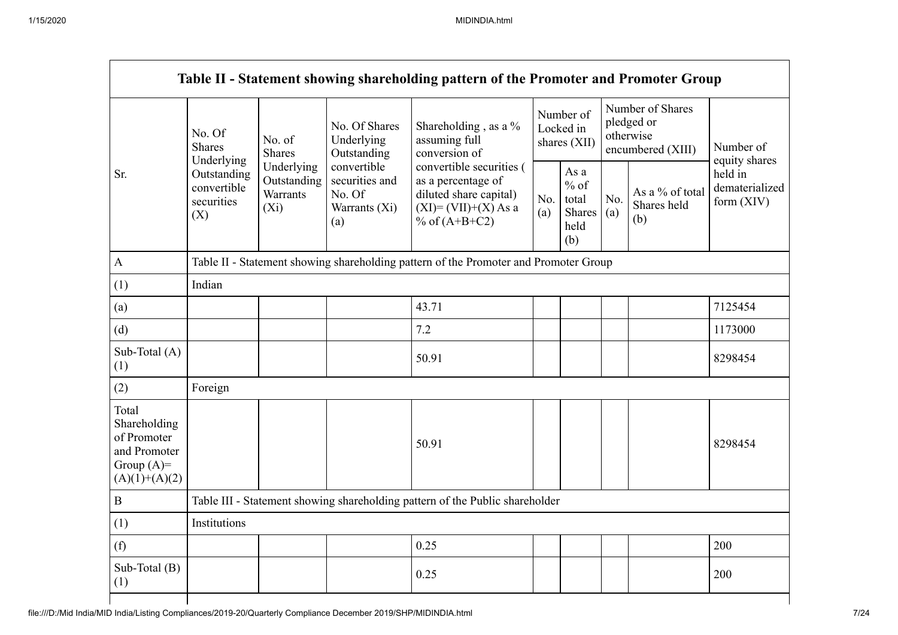| Table II - Statement showing shareholding pattern of the Promoter and Promoter Group | | | | | | | | | |
|---|---|---|---|---|---|---|---|---|---|
| Sr. | No. Of Shares Underlying Outstanding convertible securities (X) | No. of Shares Underlying Outstanding Warrants (Xi) | No. Of Shares Underlying Outstanding convertible securities and No. Of Warrants (Xi) (a) | Shareholding , as a % assuming full conversion of convertible securities ( as a percentage of diluted share capital) (XI)= (VII)+(X) As a % of (A+B+C2) | Number of Locked in shares (XII) | | Number of Shares pledged or otherwise encumbered (XIII) | | Number of equity shares held in dematerialized form (XIV) |
| | | | | | No. (a) | As a % of total Shares held (b) | No. (a) | As a % of total Shares held (b) | |
| A | Table II - Statement showing shareholding pattern of the Promoter and Promoter Group | | | | | | | | |
| (1) | Indian | | | | | | | | |
| (a) | | | | 43.71 | | | | | 7125454 |
| (d) | | | | 7.2 | | | | | 1173000 |
| Sub-Total (A) (1) | | | | 50.91 | | | | | 8298454 |
| (2) | Foreign | | | | | | | | |
| Total Shareholding of Promoter and Promoter Group (A)= (A)(1)+(A)(2) | | | | 50.91 | | | | | 8298454 |
| B | Table III - Statement showing shareholding pattern of the Public shareholder | | | | | | | | |
| (1) | Institutions | | | | | | | | |
| (f) | | | | 0.25 | | | | | 200 |
| Sub-Total (B) (1) | | | | 0.25 | | | | | 200 |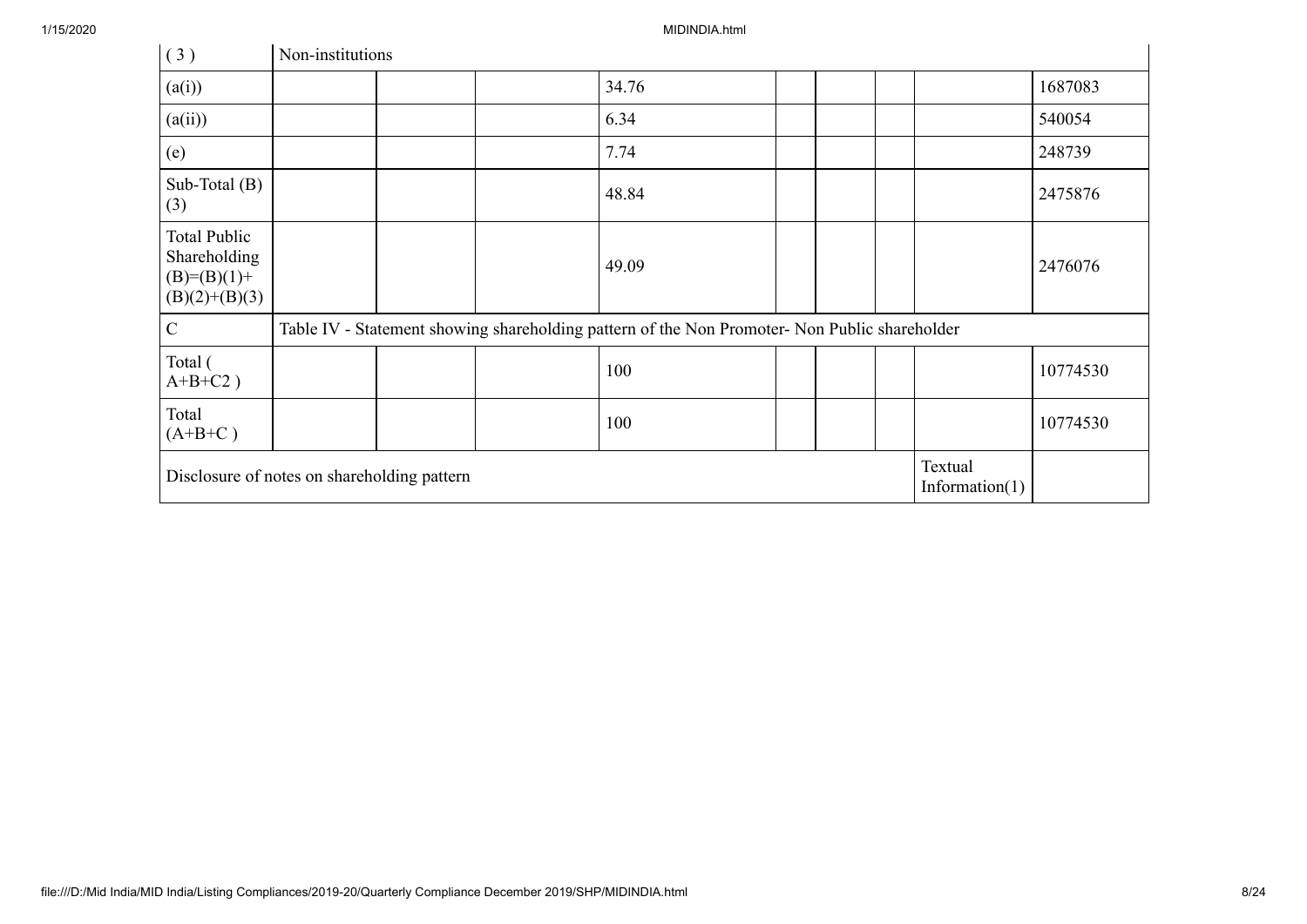| | | | | | | | | | |
|---|---|---|---|---|---|---|---|---|---|
| (3) | Non-institutions | | | | | | | | |
| (a(i)) | | | | 34.76 | | | | | 1687083 |
| (a(ii)) | | | | 6.34 | | | | | 540054 |
| (e) | | | | 7.74 | | | | | 248739 |
| Sub-Total (B)(3) | | | | 48.84 | | | | | 2475876 |
| Total Public Shareholding (B)=(B)(1)+(B)(2)+(B)(3) | | | | 49.09 | | | | | 2476076 |
| C | Table IV - Statement showing shareholding pattern of the Non Promoter- Non Public shareholder | | | | | | | | |
| Total ( A+B+C2 ) | | | | 100 | | | | | 10774530 |
| Total (A+B+C ) | | | | 100 | | | | | 10774530 |
| Disclosure of notes on shareholding pattern | | | | | | | | Textual Information(1) | |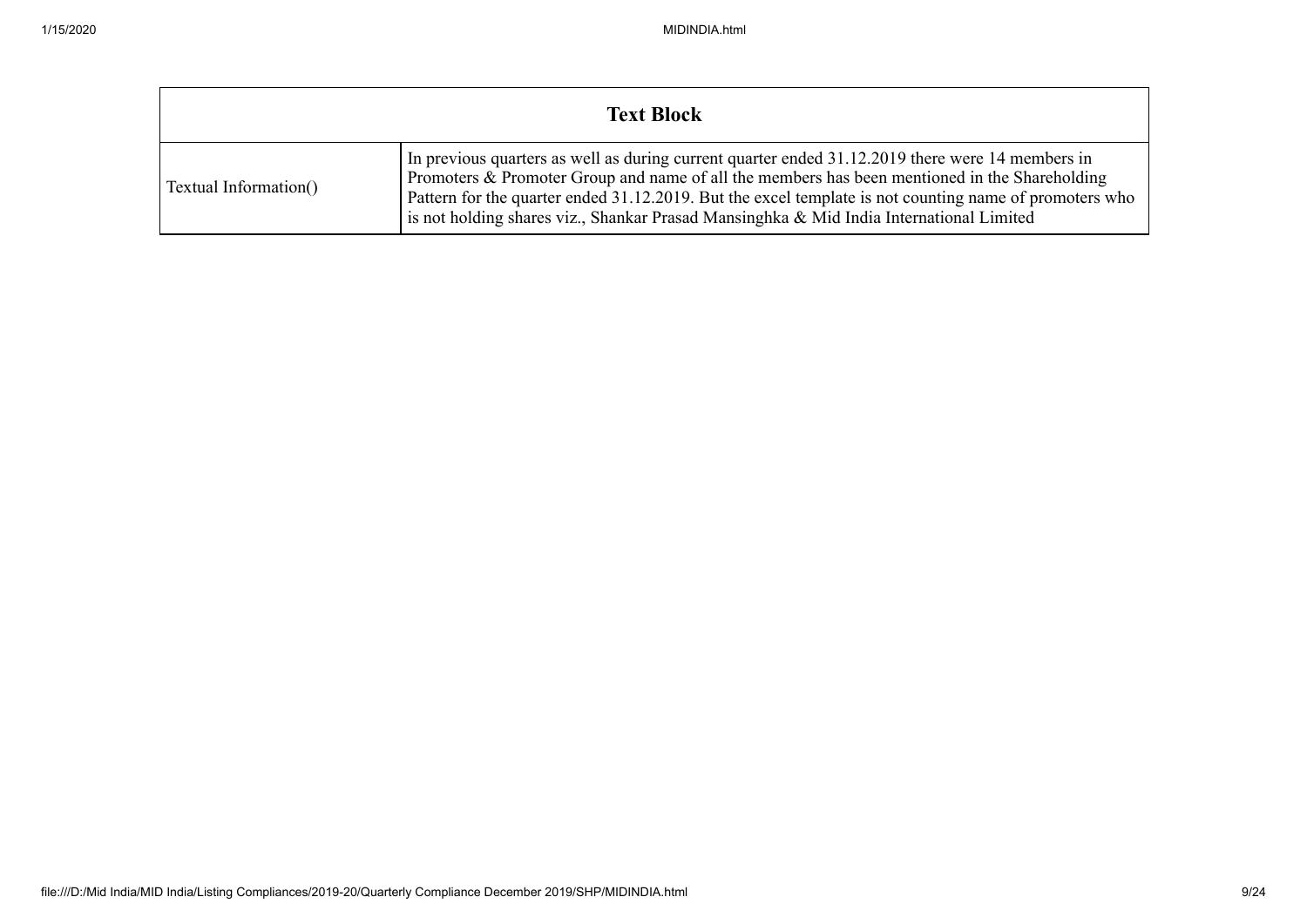| Text Block | |
|---|---|
| Textual Information() | In previous quarters as well as during current quarter ended 31.12.2019 there were 14 members in Promoters & Promoter Group and name of all the members has been mentioned in the Shareholding Pattern for the quarter ended 31.12.2019. But the excel template is not counting name of promoters who is not holding shares viz., Shankar Prasad Mansinghka & Mid India International Limited |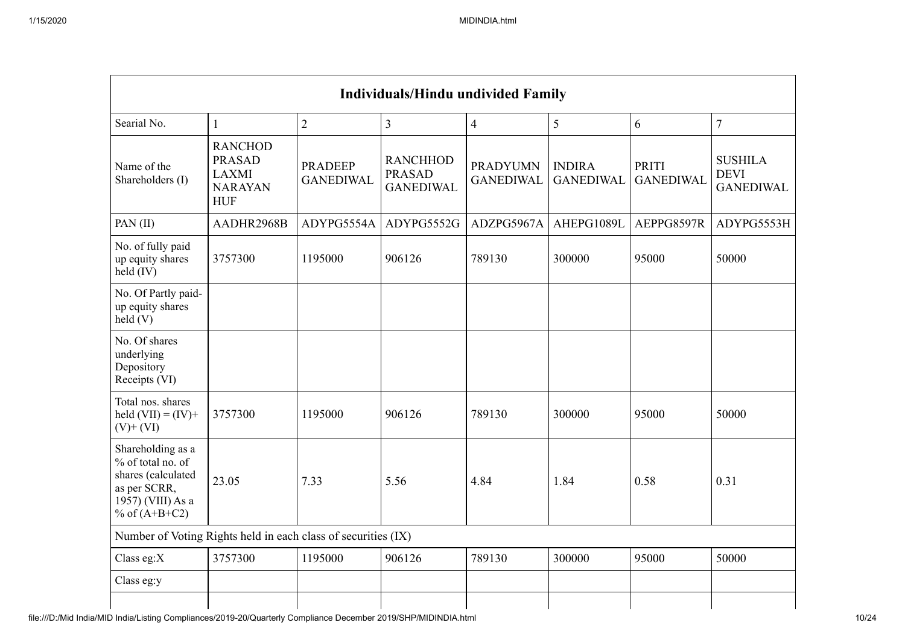| Individuals/Hindu undivided Family | | | | | | | |
|---|---|---|---|---|---|---|---|
| Searial No. | 1 | 2 | 3 | 4 | 5 | 6 | 7 |
| Name of the Shareholders (I) | RANCHOD PRASAD LAXMI NARAYAN HUF | PRADEEP GANEDIWAL | RANCHHOD PRASAD GANEDIWAL | PRADYUMN GANEDIWAL | INDIRA GANEDIWAL | PRITI GANEDIWAL | SUSHILA DEVI GANEDIWAL |
| PAN (II) | AADHR2968B | ADYPG5554A | ADYPG5552G | ADZPG5967A | AHEPG1089L | AEPPG8597R | ADYPG5553H |
| No. of fully paid up equity shares held (IV) | 3757300 | 1195000 | 906126 | 789130 | 300000 | 95000 | 50000 |
| No. Of Partly paid-up equity shares held (V) | | | | | | | |
| No. Of shares underlying Depository Receipts (VI) | | | | | | | |
| Total nos. shares held (VII) = (IV)+ (V)+ (VI) | 3757300 | 1195000 | 906126 | 789130 | 300000 | 95000 | 50000 |
| Shareholding as a % of total no. of shares (calculated as per SCRR, 1957) (VIII) As a % of (A+B+C2) | 23.05 | 7.33 | 5.56 | 4.84 | 1.84 | 0.58 | 0.31 |
| Number of Voting Rights held in each class of securities (IX) | | | | | | | |
| Class eg:X | 3757300 | 1195000 | 906126 | 789130 | 300000 | 95000 | 50000 |
| Class eg:y | | | | | | | |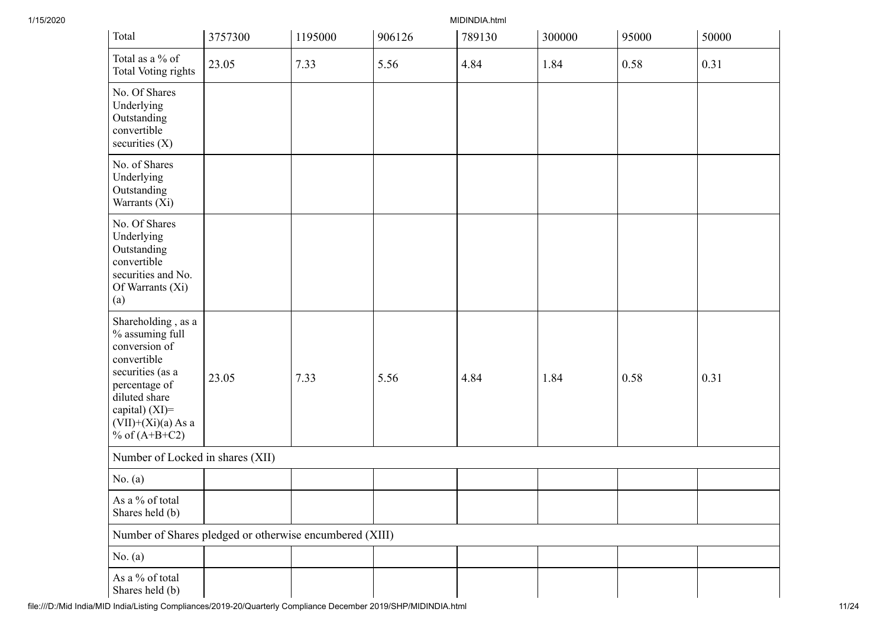| Total | 3757300 | 1195000 | 906126 | 789130 | 300000 | 95000 | 50000 |
|---|---|---|---|---|---|---|---|
| Total as a % of Total Voting rights | 23.05 | 7.33 | 5.56 | 4.84 | 1.84 | 0.58 | 0.31 |
| No. Of Shares Underlying Outstanding convertible securities (X) | | | | | | | |
| No. of Shares Underlying Outstanding Warrants (Xi) | | | | | | | |
| No. Of Shares Underlying Outstanding convertible securities and No. Of Warrants (Xi) (a) | | | | | | | |
| Shareholding , as a % assuming full conversion of convertible securities (as a percentage of diluted share capital) (XI)= (VII)+(Xi)(a) As a % of (A+B+C2) | 23.05 | 7.33 | 5.56 | 4.84 | 1.84 | 0.58 | 0.31 |
| Number of Locked in shares (XII) | | | | | | | |
| No. (a) | | | | | | | |
| As a % of total Shares held (b) | | | | | | | |
| Number of Shares pledged or otherwise encumbered (XIII) | | | | | | | |
| No. (a) | | | | | | | |
| As a % of total Shares held (b) | | | | | | | |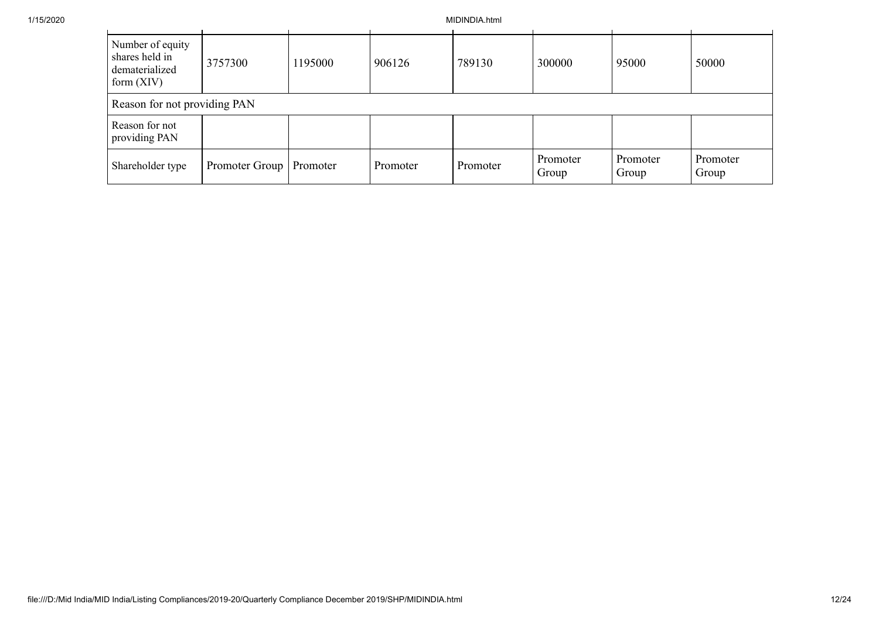| | | | | | | | |
|---|---|---|---|---|---|---|---|
| Number of equity shares held in dematerialized form (XIV) | 3757300 | 1195000 | 906126 | 789130 | 300000 | 95000 | 50000 |
| Reason for not providing PAN | | | | | | | |
| Reason for not providing PAN | | | | | | | |
| Shareholder type | Promoter Group | Promoter | Promoter | Promoter | Promoter Group | Promoter Group | Promoter Group |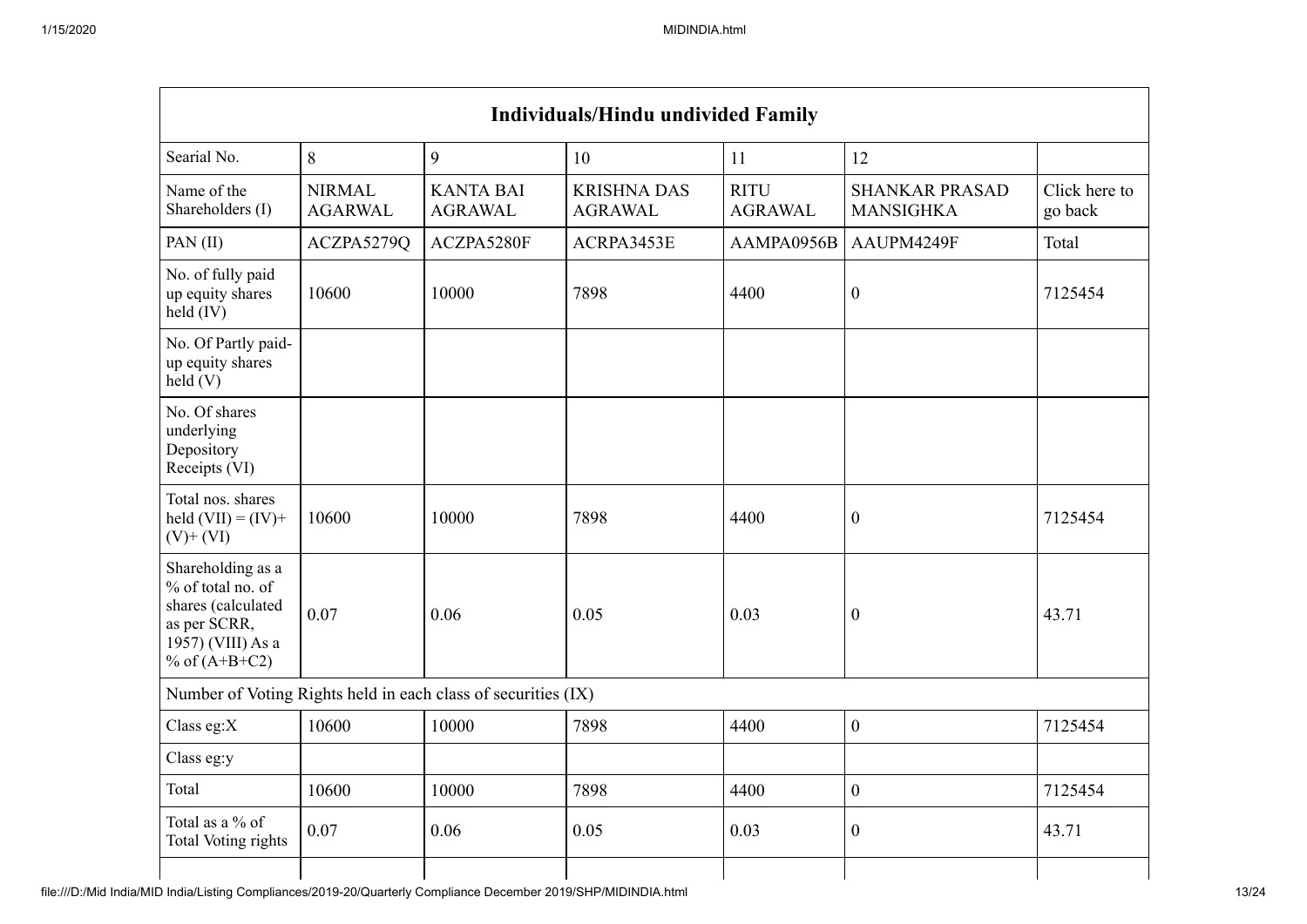| Individuals/Hindu undivided Family | | | | | | |
|---|---|---|---|---|---|---|
| Searial No. | 8 | 9 | 10 | 11 | 12 | |
| Name of the Shareholders (I) | NIRMAL AGARWAL | KANTA BAI AGRAWAL | KRISHNA DAS AGRAWAL | RITU AGRAWAL | SHANKAR PRASAD MANSIGHKA | Click here to go back |
| PAN (II) | ACZPA5279Q | ACZPA5280F | ACRPA3453E | AAMPA0956B | AAUPM4249F | Total |
| No. of fully paid up equity shares held (IV) | 10600 | 10000 | 7898 | 4400 | 0 | 7125454 |
| No. Of Partly paid-up equity shares held (V) | | | | | | |
| No. Of shares underlying Depository Receipts (VI) | | | | | | |
| Total nos. shares held (VII) = (IV)+ (V)+ (VI) | 10600 | 10000 | 7898 | 4400 | 0 | 7125454 |
| Shareholding as a % of total no. of shares (calculated as per SCRR, 1957) (VIII) As a % of (A+B+C2) | 0.07 | 0.06 | 0.05 | 0.03 | 0 | 43.71 |
| Number of Voting Rights held in each class of securities (IX) | | | | | | |
| Class eg:X | 10600 | 10000 | 7898 | 4400 | 0 | 7125454 |
| Class eg:y | | | | | | |
| Total | 10600 | 10000 | 7898 | 4400 | 0 | 7125454 |
| Total as a % of Total Voting rights | 0.07 | 0.06 | 0.05 | 0.03 | 0 | 43.71 |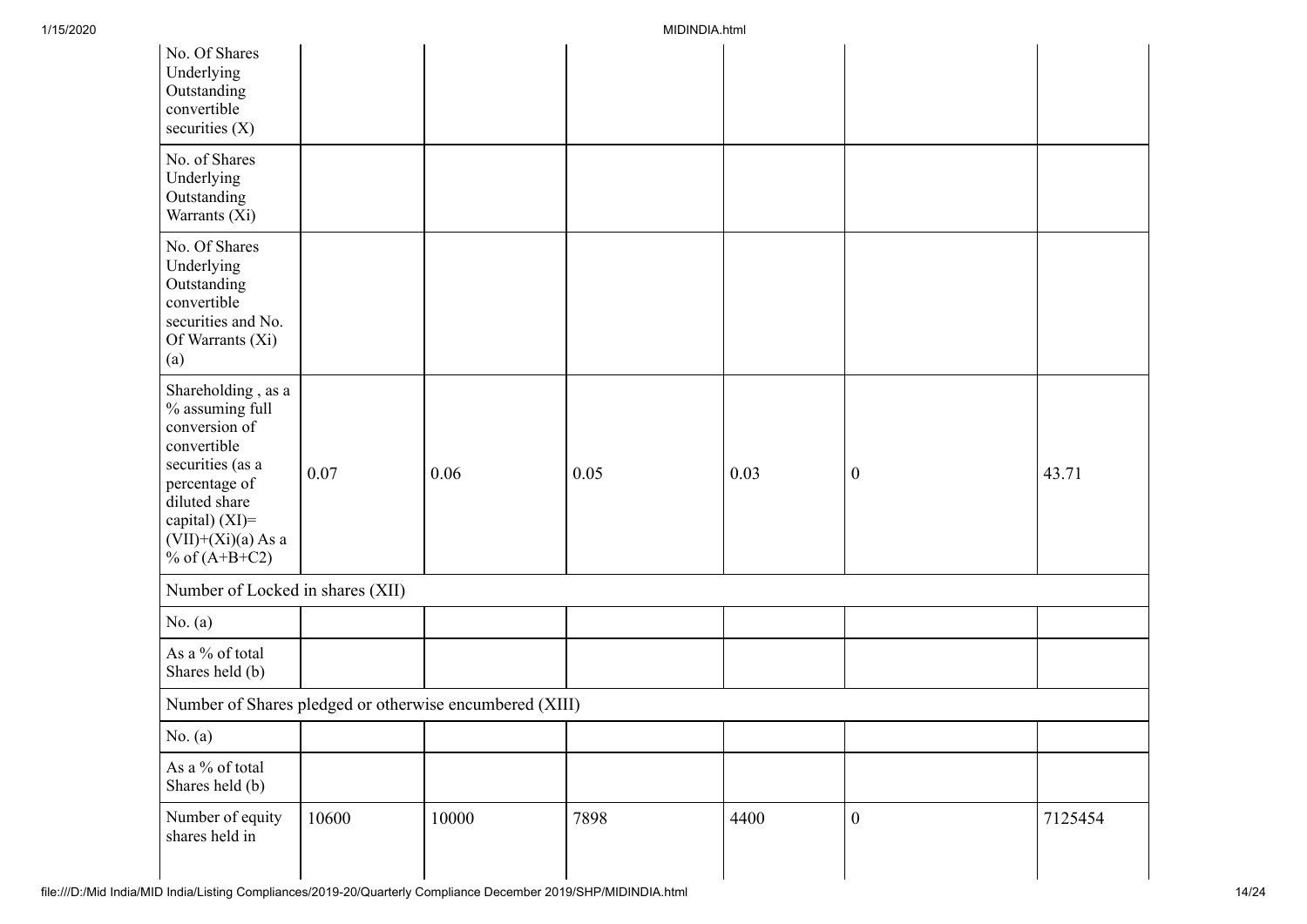| | | | | | | |
|---|---|---|---|---|---|---|
| No. Of Shares Underlying Outstanding convertible securities (X) | | | | | | |
| No. of Shares Underlying Outstanding Warrants (Xi) | | | | | | |
| No. Of Shares Underlying Outstanding convertible securities and No. Of Warrants (Xi) (a) | | | | | | |
| Shareholding , as a % assuming full conversion of convertible securities (as a percentage of diluted share capital) (XI)= (VII)+(Xi)(a) As a % of (A+B+C2) | 0.07 | 0.06 | 0.05 | 0.03 | 0 | 43.71 |
| Number of Locked in shares (XII) | | | | | | |
| No. (a) | | | | | | |
| As a % of total Shares held (b) | | | | | | |
| Number of Shares pledged or otherwise encumbered (XIII) | | | | | | |
| No. (a) | | | | | | |
| As a % of total Shares held (b) | | | | | | |
| Number of equity shares held in | 10600 | 10000 | 7898 | 4400 | 0 | 7125454 |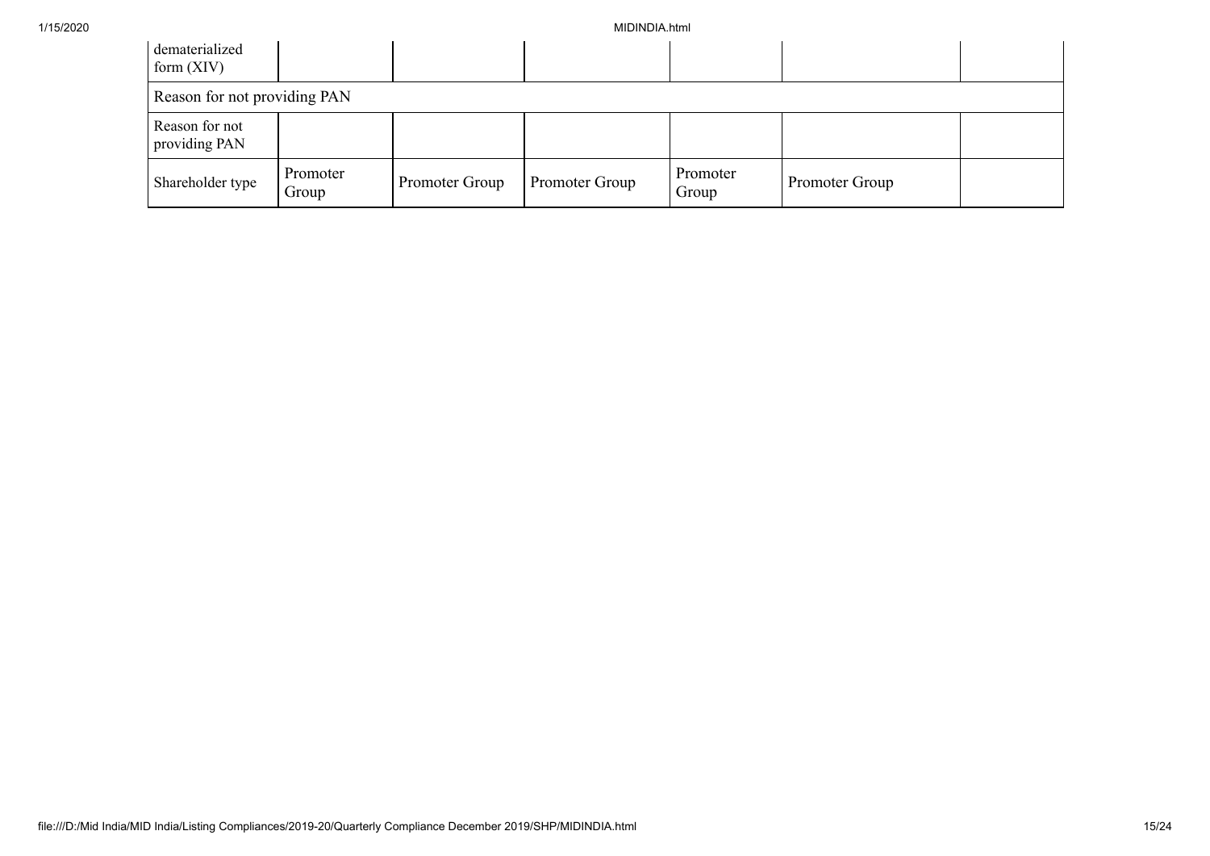| | | | | | | |
|---|---|---|---|---|---|---|
| dematerialized form (XIV) | | | | | | |
| Reason for not providing PAN | | | | | | |
| Reason for not providing PAN | | | | | | |
| Shareholder type | Promoter Group | Promoter Group | Promoter Group | Promoter Group | Promoter Group | |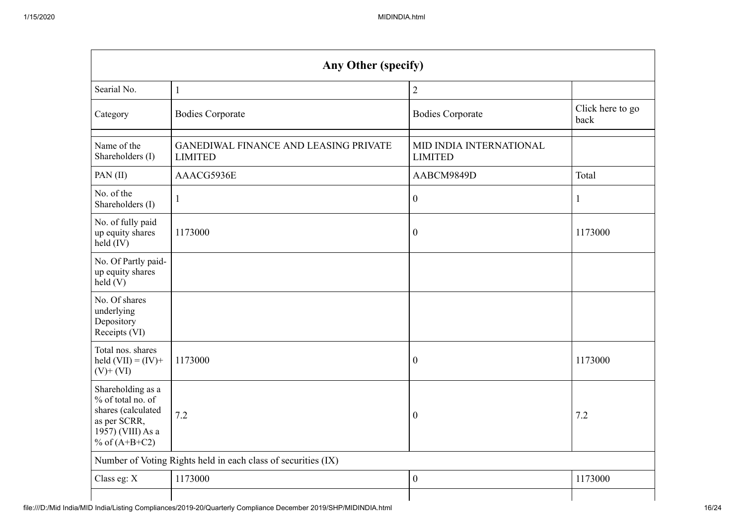| Any Other (specify) | | | |
|---|---|---|---|
| Searial No. | 1 | 2 | |
| Category | Bodies Corporate | Bodies Corporate | Click here to go back |
| Name of the Shareholders (I) | GANEDIWAL FINANCE AND LEASING PRIVATE LIMITED | MID INDIA INTERNATIONAL LIMITED | |
| PAN (II) | AAACG5936E | AABCM9849D | Total |
| No. of the Shareholders (I) | 1 | 0 | 1 |
| No. of fully paid up equity shares held (IV) | 1173000 | 0 | 1173000 |
| No. Of Partly paid-up equity shares held (V) | | | |
| No. Of shares underlying Depository Receipts (VI) | | | |
| Total nos. shares held (VII) = (IV)+ (V)+ (VI) | 1173000 | 0 | 1173000 |
| Shareholding as a % of total no. of shares (calculated as per SCRR, 1957) (VIII) As a % of (A+B+C2) | 7.2 | 0 | 7.2 |
| Number of Voting Rights held in each class of securities (IX) | | | |
| Class eg: X | 1173000 | 0 | 1173000 |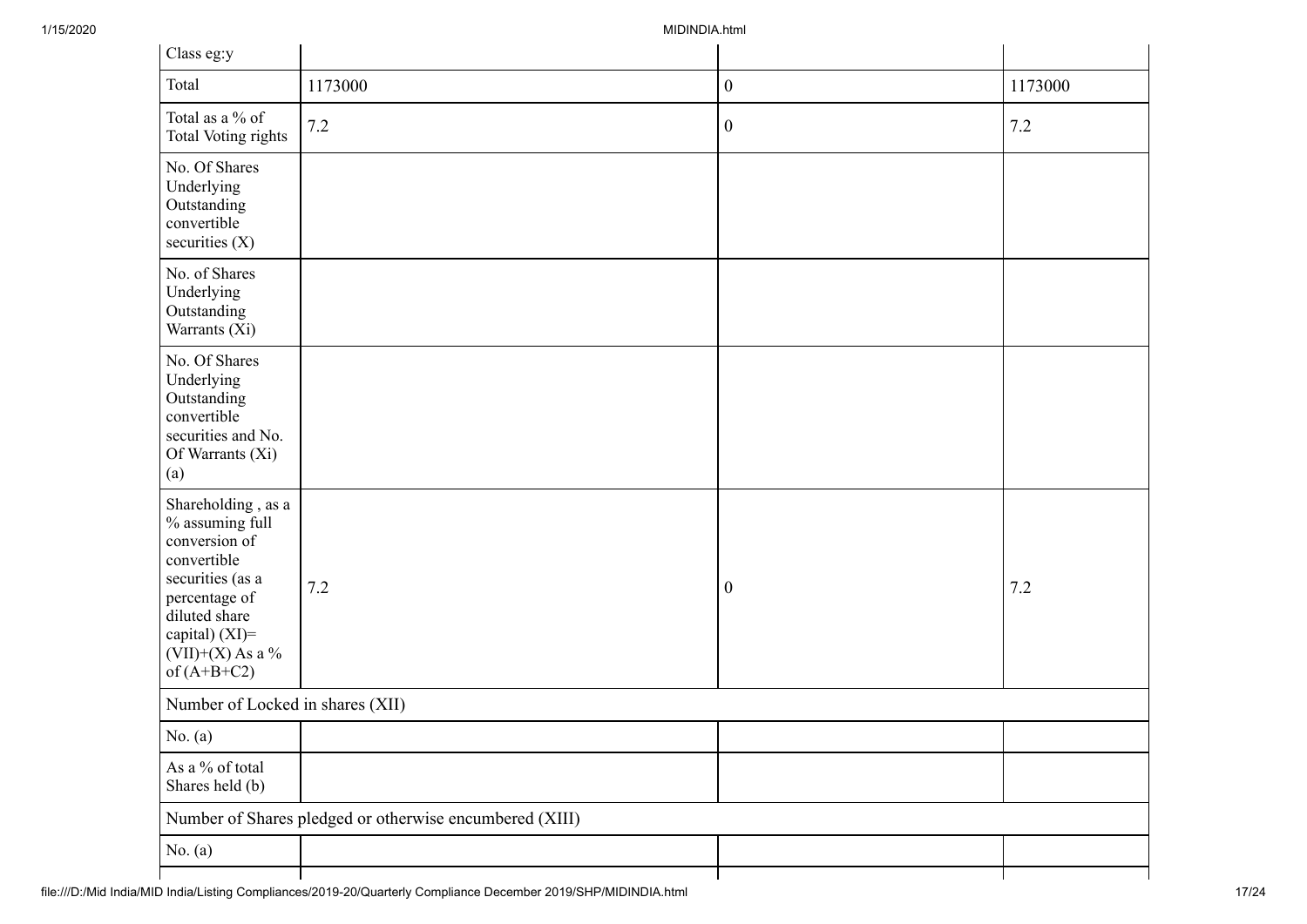| Class eg:y | | | |
|---|---|---|---|
| Total | 1173000 | 0 | 1173000 |
| Total as a % of Total Voting rights | 7.2 | 0 | 7.2 |
| No. Of Shares Underlying Outstanding convertible securities (X) | | | |
| No. of Shares Underlying Outstanding Warrants (Xi) | | | |
| No. Of Shares Underlying Outstanding convertible securities and No. Of Warrants (Xi) (a) | | | |
| Shareholding , as a % assuming full conversion of convertible securities (as a percentage of diluted share capital) (XI)= (VII)+(X) As a % of (A+B+C2) | 7.2 | 0 | 7.2 |
| Number of Locked in shares (XII) | | | |
| No. (a) | | | |
| As a % of total Shares held (b) | | | |
| Number of Shares pledged or otherwise encumbered (XIII) | | | |
| No. (a) | | | |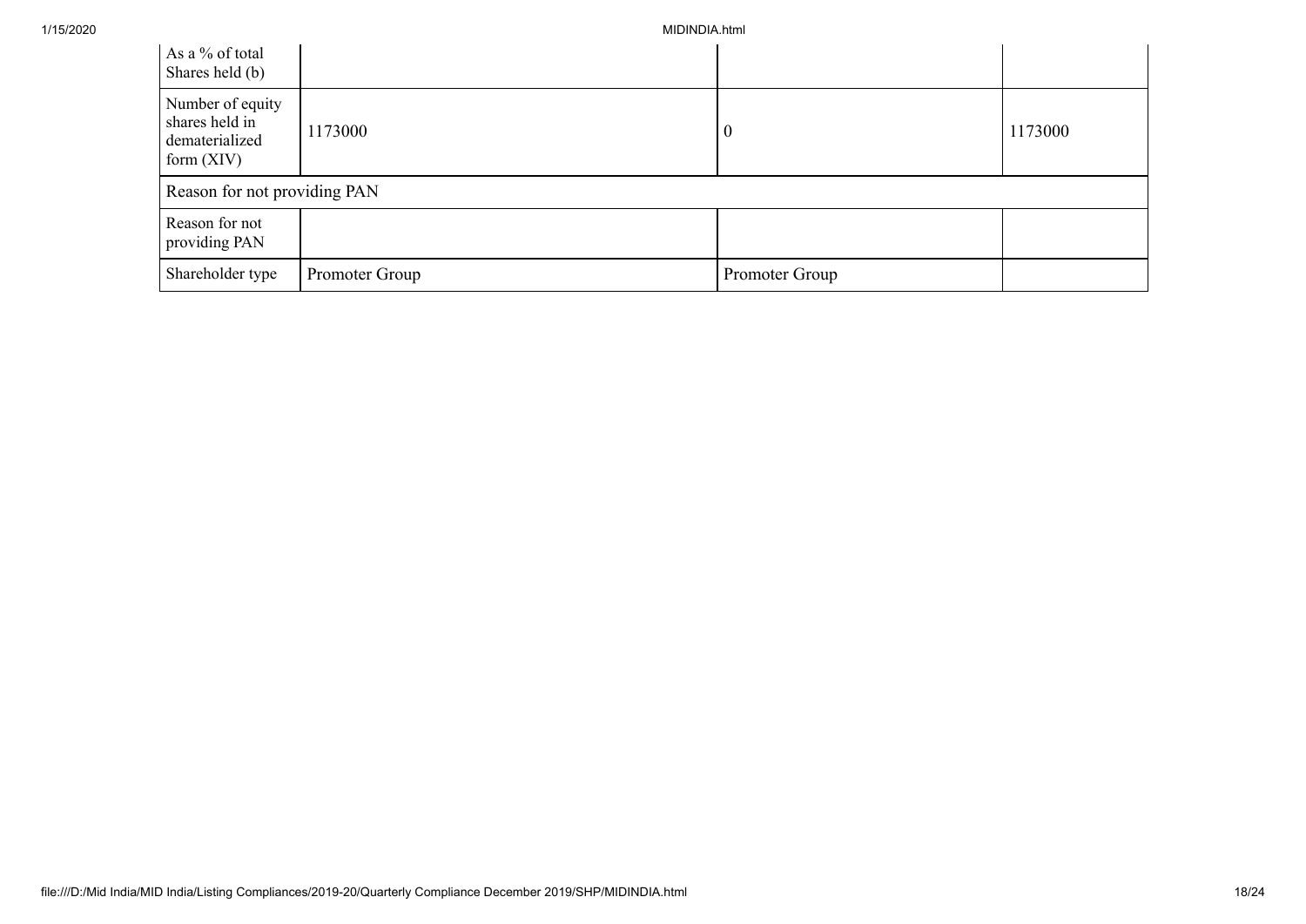| | | | |
|---|---|---|---|
| As a % of total Shares held (b) | | | |
| Number of equity shares held in dematerialized form (XIV) | 1173000 | 0 | 1173000 |
| Reason for not providing PAN | | | |
| Reason for not providing PAN | | | |
| Shareholder type | Promoter Group | Promoter Group | |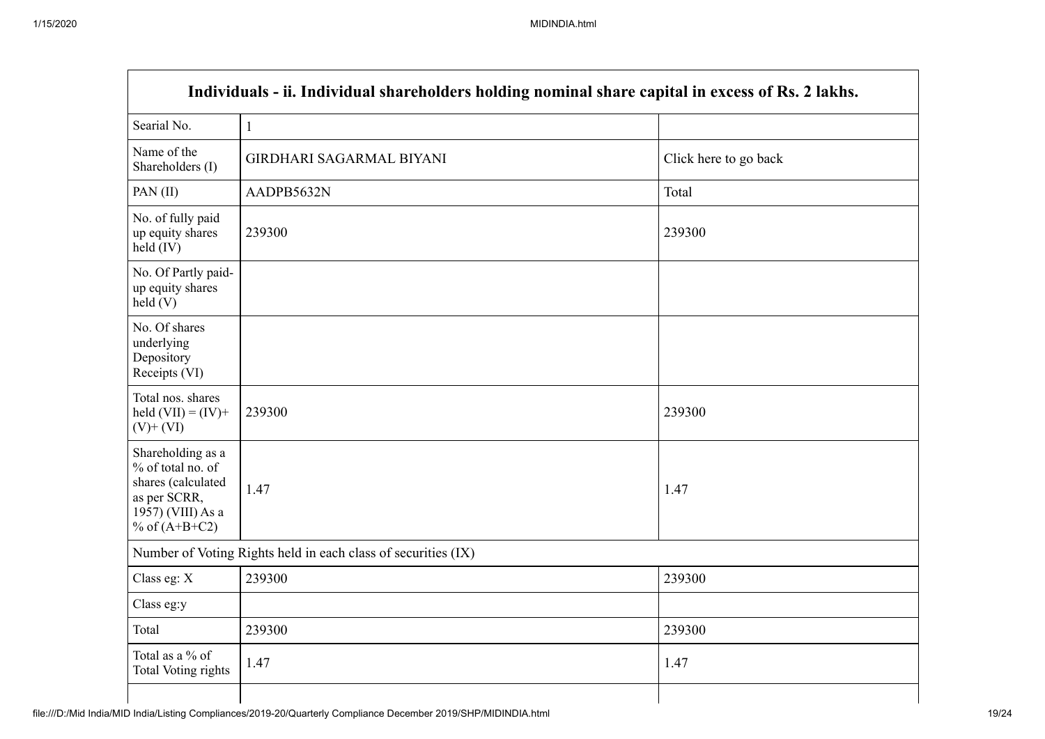| Individuals - ii. Individual shareholders holding nominal share capital in excess of Rs. 2 lakhs. | | |
|---|---|---|
| Searial No. | 1 | |
| Name of the Shareholders (I) | GIRDHARI SAGARMAL BIYANI | Click here to go back |
| PAN (II) | AADPB5632N | Total |
| No. of fully paid up equity shares held (IV) | 239300 | 239300 |
| No. Of Partly paid-up equity shares held (V) | | |
| No. Of shares underlying Depository Receipts (VI) | | |
| Total nos. shares held (VII) = (IV)+ (V)+ (VI) | 239300 | 239300 |
| Shareholding as a % of total no. of shares (calculated as per SCRR, 1957) (VIII) As a % of (A+B+C2) | 1.47 | 1.47 |
| Number of Voting Rights held in each class of securities (IX) | | |
| Class eg: X | 239300 | 239300 |
| Class eg:y | | |
| Total | 239300 | 239300 |
| Total as a % of Total Voting rights | 1.47 | 1.47 |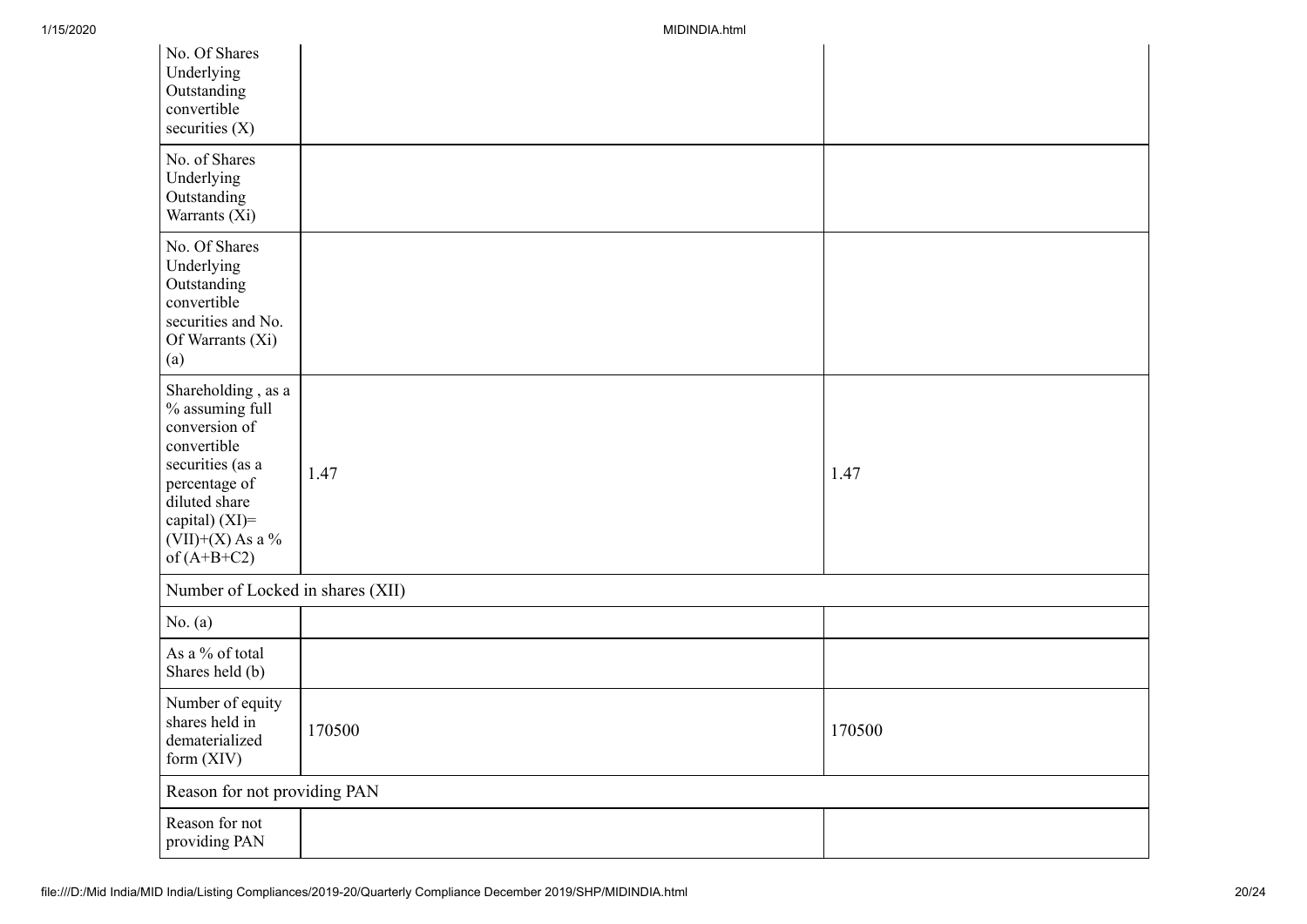| | | |
|---|---|---|
| No. Of Shares Underlying Outstanding convertible securities (X) | | |
| No. of Shares Underlying Outstanding Warrants (Xi) | | |
| No. Of Shares Underlying Outstanding convertible securities and No. Of Warrants (Xi) (a) | | |
| Shareholding , as a % assuming full conversion of convertible securities (as a percentage of diluted share capital) (XI)= (VII)+(X) As a % of (A+B+C2) | 1.47 | 1.47 |
| Number of Locked in shares (XII) | | |
| No. (a) | | |
| As a % of total Shares held (b) | | |
| Number of equity shares held in dematerialized form (XIV) | 170500 | 170500 |
| Reason for not providing PAN | | |
| Reason for not providing PAN | | |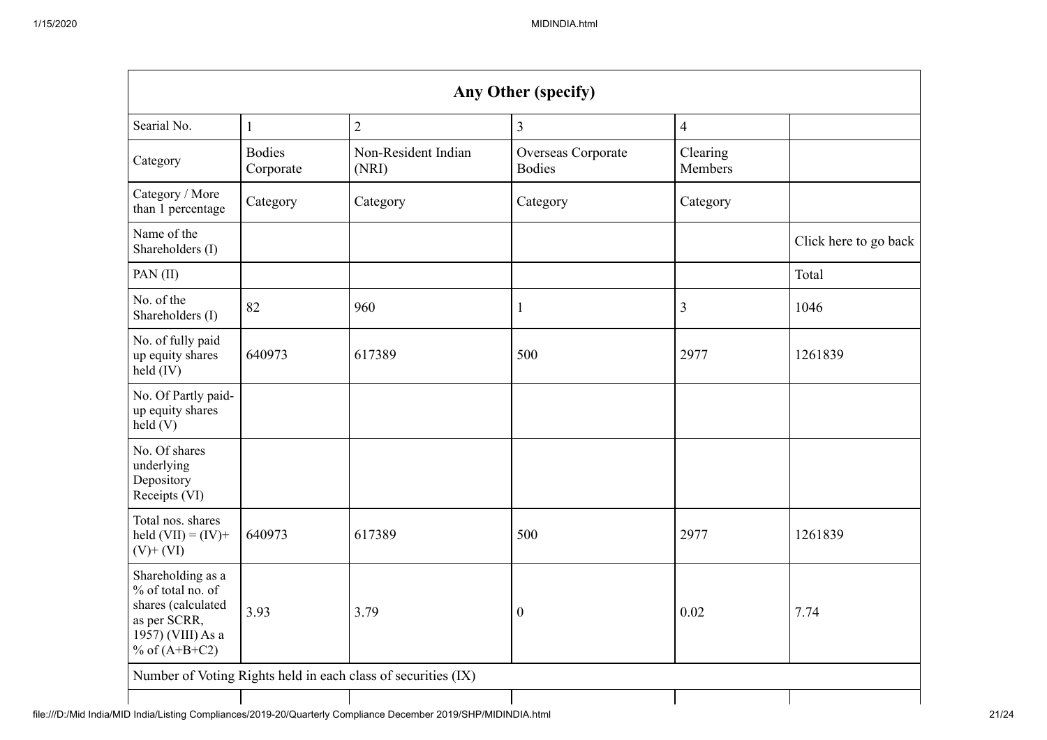| Any Other (specify) | | | | | |
|---|---|---|---|---|---|
| Searial No. | 1 | 2 | 3 | 4 | |
| Category | Bodies Corporate | Non-Resident Indian (NRI) | Overseas Corporate Bodies | Clearing Members | |
| Category / More than 1 percentage | Category | Category | Category | Category | |
| Name of the Shareholders (I) | | | | | Click here to go back |
| PAN (II) | | | | | Total |
| No. of the Shareholders (I) | 82 | 960 | 1 | 3 | 1046 |
| No. of fully paid up equity shares held (IV) | 640973 | 617389 | 500 | 2977 | 1261839 |
| No. Of Partly paid-up equity shares held (V) | | | | | |
| No. Of shares underlying Depository Receipts (VI) | | | | | |
| Total nos. shares held (VII) = (IV)+ (V)+ (VI) | 640973 | 617389 | 500 | 2977 | 1261839 |
| Shareholding as a % of total no. of shares (calculated as per SCRR, 1957) (VIII) As a % of (A+B+C2) | 3.93 | 3.79 | 0 | 0.02 | 7.74 |
| Number of Voting Rights held in each class of securities (IX) | | | | | |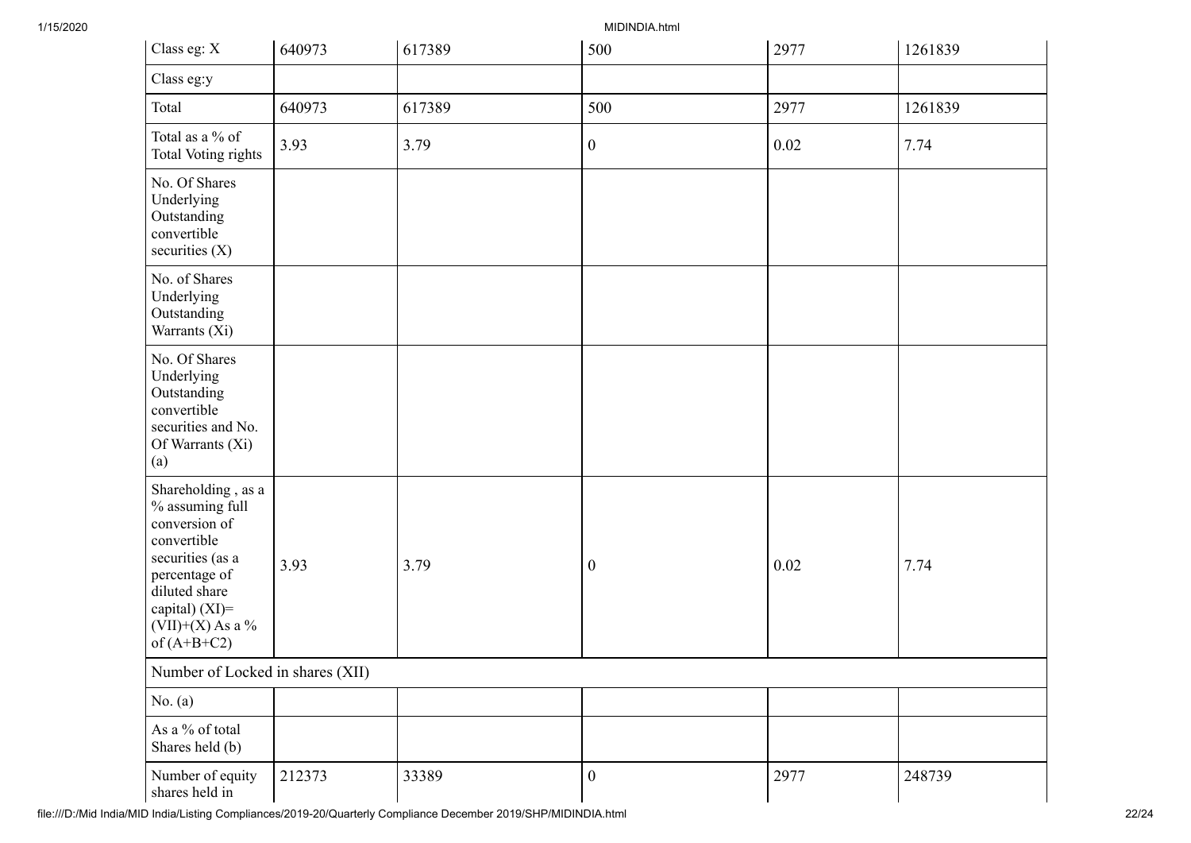| Class eg: X | 640973 | 617389 | 500 | 2977 | 1261839 |
|---|---|---|---|---|---|
| Class eg:y | | | | | |
| Total | 640973 | 617389 | 500 | 2977 | 1261839 |
| Total as a % of Total Voting rights | 3.93 | 3.79 | 0 | 0.02 | 7.74 |
| No. Of Shares Underlying Outstanding convertible securities (X) | | | | | |
| No. of Shares Underlying Outstanding Warrants (Xi) | | | | | |
| No. Of Shares Underlying Outstanding convertible securities and No. Of Warrants (Xi) (a) | | | | | |
| Shareholding , as a % assuming full conversion of convertible securities (as a percentage of diluted share capital) (XI)= (VII)+(X) As a % of (A+B+C2) | 3.93 | 3.79 | 0 | 0.02 | 7.74 |
| Number of Locked in shares (XII) | | | | | |
| No. (a) | | | | | |
| As a % of total Shares held (b) | | | | | |
| Number of equity shares held in | 212373 | 33389 | 0 | 2977 | 248739 |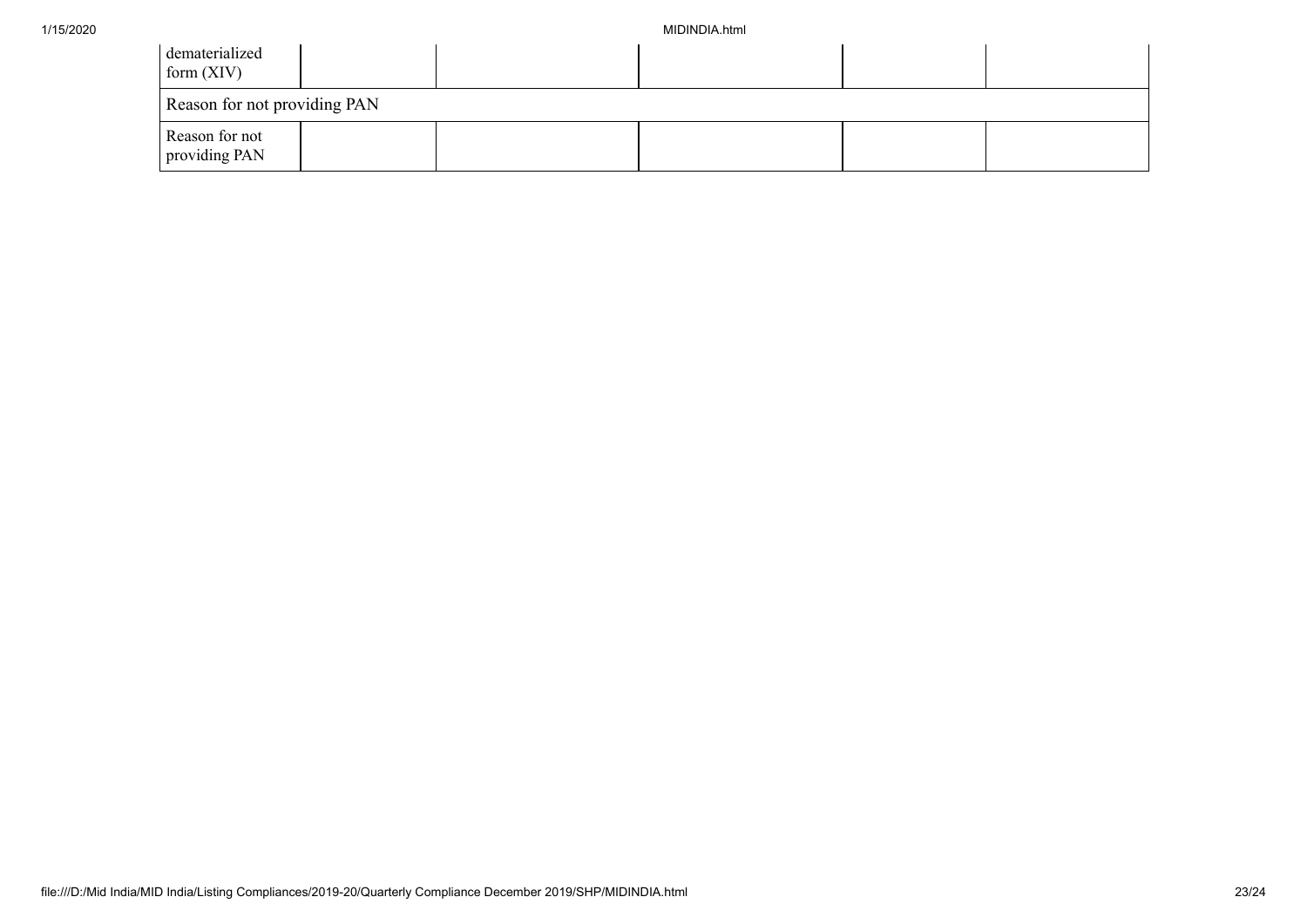| | | | | | |
|---|---|---|---|---|---|
| dematerialized form (XIV) | | | | | |
| Reason for not providing PAN | | | | | |
| Reason for not providing PAN | | | | | |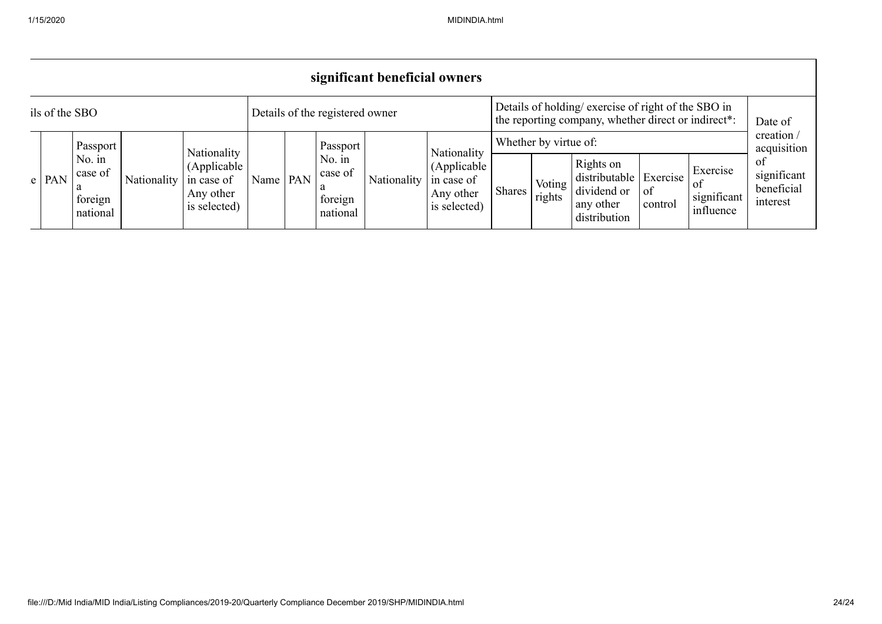| significant beneficial owners | | | | | | | | | | | | | | | |
|---|---|---|---|---|---|---|---|---|---|---|---|---|---|---|---|
| ils of the SBO | | | | | Details of the registered owner | | | | | Details of holding/ exercise of right of the SBO in the reporting company, whether direct or indirect*: | | | | | Date of creation / acquisition of significant beneficial interest |
| | | | | | | | | | | Whether by virtue of: | | | | | |
| e | PAN | Passport No. in case of a foreign national | Nationality | Nationality (Applicable in case of Any other is selected) | Name | PAN | Passport No. in case of a foreign national | Nationality | Nationality (Applicable in case of Any other is selected) | Shares | Voting rights | Rights on distributable dividend or any other distribution | Exercise of control | Exercise of significant influence | |